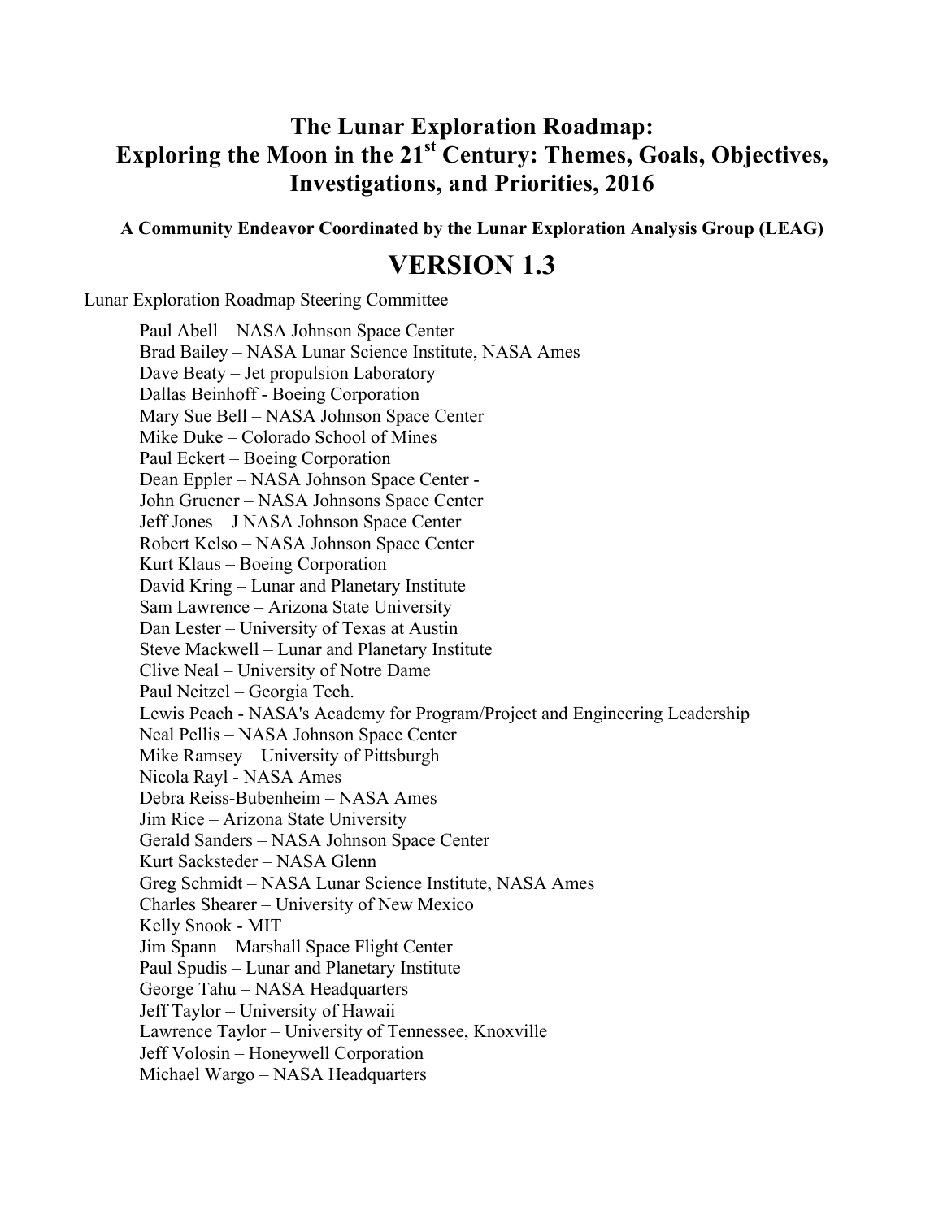# The Lunar Exploration Roadmap: Exploring the Moon in the 21st Century: Themes, Goals, Objectives, Investigations, and Priorities, 2016

**A Community Endeavor Coordinated by the Lunar Exploration Analysis Group (LEAG)**

# VERSION 1.3

Lunar Exploration Roadmap Steering Committee

Paul Abell – NASA Johnson Space Center
Brad Bailey – NASA Lunar Science Institute, NASA Ames
Dave Beaty – Jet propulsion Laboratory
Dallas Beinhoff - Boeing Corporation
Mary Sue Bell – NASA Johnson Space Center
Mike Duke – Colorado School of Mines
Paul Eckert – Boeing Corporation
Dean Eppler – NASA Johnson Space Center -
John Gruener – NASA Johnsons Space Center
Jeff Jones – J NASA Johnson Space Center
Robert Kelso – NASA Johnson Space Center
Kurt Klaus – Boeing Corporation
David Kring – Lunar and Planetary Institute
Sam Lawrence – Arizona State University
Dan Lester – University of Texas at Austin
Steve Mackwell – Lunar and Planetary Institute
Clive Neal – University of Notre Dame
Paul Neitzel – Georgia Tech.
Lewis Peach - NASA's Academy for Program/Project and Engineering Leadership
Neal Pellis – NASA Johnson Space Center
Mike Ramsey – University of Pittsburgh
Nicola Rayl - NASA Ames
Debra Reiss-Bubenheim – NASA Ames
Jim Rice – Arizona State University
Gerald Sanders – NASA Johnson Space Center
Kurt Sacksteder – NASA Glenn
Greg Schmidt – NASA Lunar Science Institute, NASA Ames
Charles Shearer – University of New Mexico
Kelly Snook - MIT
Jim Spann – Marshall Space Flight Center
Paul Spudis – Lunar and Planetary Institute
George Tahu – NASA Headquarters
Jeff Taylor – University of Hawaii
Lawrence Taylor – University of Tennessee, Knoxville
Jeff Volosin – Honeywell Corporation
Michael Wargo – NASA Headquarters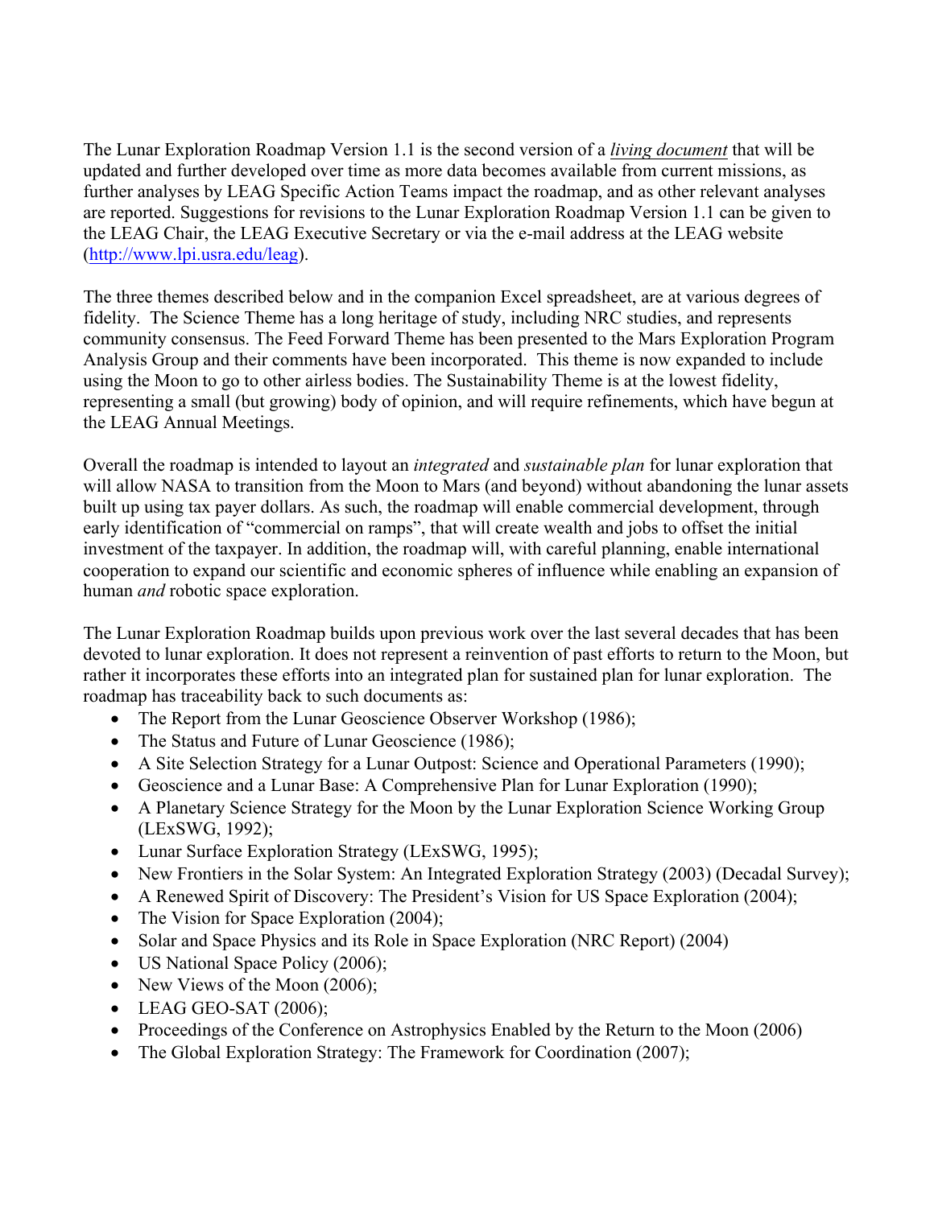The Lunar Exploration Roadmap Version 1.1 is the second version of a *living document* that will be updated and further developed over time as more data becomes available from current missions, as further analyses by LEAG Specific Action Teams impact the roadmap, and as other relevant analyses are reported. Suggestions for revisions to the Lunar Exploration Roadmap Version 1.1 can be given to the LEAG Chair, the LEAG Executive Secretary or via the e-mail address at the LEAG website (http://www.lpi.usra.edu/leag).

The three themes described below and in the companion Excel spreadsheet, are at various degrees of fidelity. The Science Theme has a long heritage of study, including NRC studies, and represents community consensus. The Feed Forward Theme has been presented to the Mars Exploration Program Analysis Group and their comments have been incorporated. This theme is now expanded to include using the Moon to go to other airless bodies. The Sustainability Theme is at the lowest fidelity, representing a small (but growing) body of opinion, and will require refinements, which have begun at the LEAG Annual Meetings.

Overall the roadmap is intended to layout an *integrated* and *sustainable plan* for lunar exploration that will allow NASA to transition from the Moon to Mars (and beyond) without abandoning the lunar assets built up using tax payer dollars. As such, the roadmap will enable commercial development, through early identification of "commercial on ramps", that will create wealth and jobs to offset the initial investment of the taxpayer. In addition, the roadmap will, with careful planning, enable international cooperation to expand our scientific and economic spheres of influence while enabling an expansion of human *and* robotic space exploration.

The Lunar Exploration Roadmap builds upon previous work over the last several decades that has been devoted to lunar exploration. It does not represent a reinvention of past efforts to return to the Moon, but rather it incorporates these efforts into an integrated plan for sustained plan for lunar exploration. The roadmap has traceability back to such documents as:

- The Report from the Lunar Geoscience Observer Workshop (1986);
- The Status and Future of Lunar Geoscience (1986);
- A Site Selection Strategy for a Lunar Outpost: Science and Operational Parameters (1990);
- Geoscience and a Lunar Base: A Comprehensive Plan for Lunar Exploration (1990);
- A Planetary Science Strategy for the Moon by the Lunar Exploration Science Working Group (LExSWG, 1992);
- Lunar Surface Exploration Strategy (LExSWG, 1995);
- New Frontiers in the Solar System: An Integrated Exploration Strategy (2003) (Decadal Survey);
- A Renewed Spirit of Discovery: The President's Vision for US Space Exploration (2004);
- The Vision for Space Exploration (2004);
- Solar and Space Physics and its Role in Space Exploration (NRC Report) (2004)
- US National Space Policy (2006);
- New Views of the Moon (2006);
- LEAG GEO-SAT (2006);
- Proceedings of the Conference on Astrophysics Enabled by the Return to the Moon (2006)
- The Global Exploration Strategy: The Framework for Coordination (2007);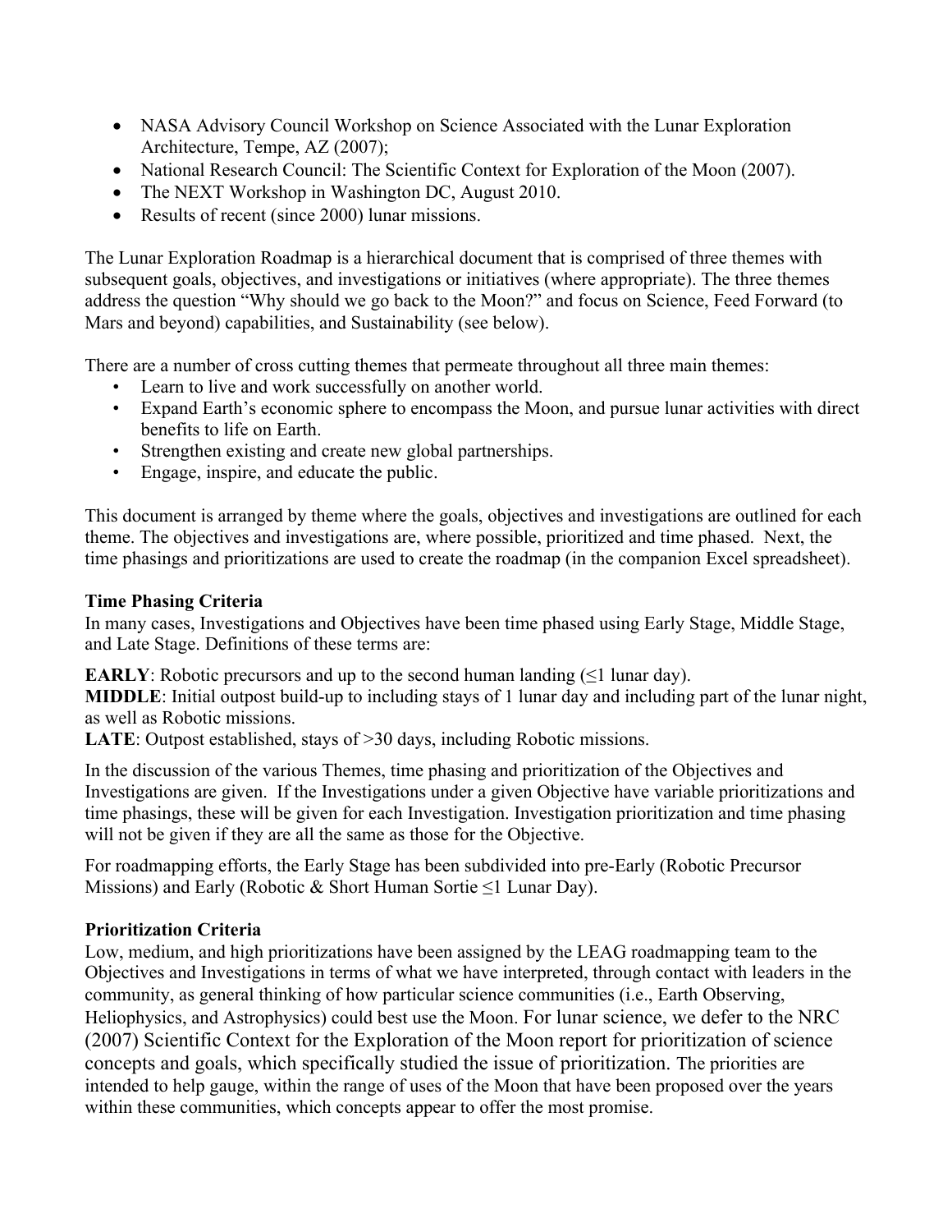- NASA Advisory Council Workshop on Science Associated with the Lunar Exploration Architecture, Tempe, AZ (2007);
- National Research Council: The Scientific Context for Exploration of the Moon (2007).
- The NEXT Workshop in Washington DC, August 2010.
- Results of recent (since 2000) lunar missions.

The Lunar Exploration Roadmap is a hierarchical document that is comprised of three themes with subsequent goals, objectives, and investigations or initiatives (where appropriate). The three themes address the question "Why should we go back to the Moon?" and focus on Science, Feed Forward (to Mars and beyond) capabilities, and Sustainability (see below).

There are a number of cross cutting themes that permeate throughout all three main themes:

- Learn to live and work successfully on another world.
- Expand Earth's economic sphere to encompass the Moon, and pursue lunar activities with direct benefits to life on Earth.
- Strengthen existing and create new global partnerships.
- Engage, inspire, and educate the public.

This document is arranged by theme where the goals, objectives and investigations are outlined for each theme. The objectives and investigations are, where possible, prioritized and time phased. Next, the time phasings and prioritizations are used to create the roadmap (in the companion Excel spreadsheet).

**Time Phasing Criteria**

In many cases, Investigations and Objectives have been time phased using Early Stage, Middle Stage, and Late Stage. Definitions of these terms are:

**EARLY**: Robotic precursors and up to the second human landing (≤1 lunar day).
**MIDDLE**: Initial outpost build-up to including stays of 1 lunar day and including part of the lunar night, as well as Robotic missions.
**LATE**: Outpost established, stays of >30 days, including Robotic missions.

In the discussion of the various Themes, time phasing and prioritization of the Objectives and Investigations are given. If the Investigations under a given Objective have variable prioritizations and time phasings, these will be given for each Investigation. Investigation prioritization and time phasing will not be given if they are all the same as those for the Objective.

For roadmapping efforts, the Early Stage has been subdivided into pre-Early (Robotic Precursor Missions) and Early (Robotic & Short Human Sortie ≤1 Lunar Day).

**Prioritization Criteria**

Low, medium, and high prioritizations have been assigned by the LEAG roadmapping team to the Objectives and Investigations in terms of what we have interpreted, through contact with leaders in the community, as general thinking of how particular science communities (i.e., Earth Observing, Heliophysics, and Astrophysics) could best use the Moon. For lunar science, we defer to the NRC (2007) Scientific Context for the Exploration of the Moon report for prioritization of science concepts and goals, which specifically studied the issue of prioritization. The priorities are intended to help gauge, within the range of uses of the Moon that have been proposed over the years within these communities, which concepts appear to offer the most promise.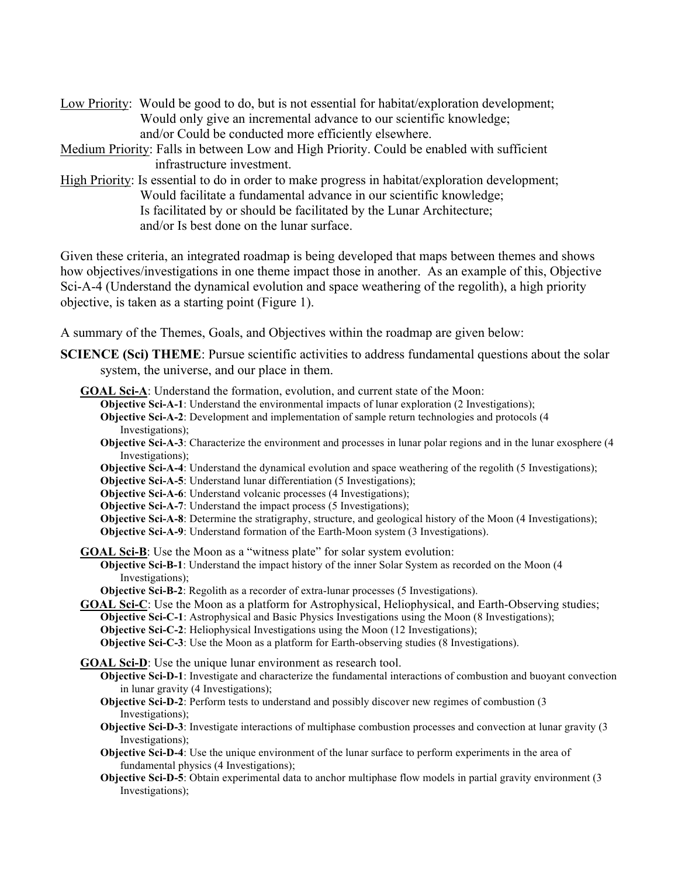Low Priority: Would be good to do, but is not essential for habitat/exploration development; Would only give an incremental advance to our scientific knowledge; and/or Could be conducted more efficiently elsewhere.

Medium Priority: Falls in between Low and High Priority. Could be enabled with sufficient infrastructure investment.

High Priority: Is essential to do in order to make progress in habitat/exploration development; Would facilitate a fundamental advance in our scientific knowledge; Is facilitated by or should be facilitated by the Lunar Architecture; and/or Is best done on the lunar surface.

Given these criteria, an integrated roadmap is being developed that maps between themes and shows how objectives/investigations in one theme impact those in another. As an example of this, Objective Sci-A-4 (Understand the dynamical evolution and space weathering of the regolith), a high priority objective, is taken as a starting point (Figure 1).

A summary of the Themes, Goals, and Objectives within the roadmap are given below:

**SCIENCE (Sci) THEME**: Pursue scientific activities to address fundamental questions about the solar system, the universe, and our place in them.

**GOAL Sci-A**: Understand the formation, evolution, and current state of the Moon:

- **Objective Sci-A-1**: Understand the environmental impacts of lunar exploration (2 Investigations);
- **Objective Sci-A-2**: Development and implementation of sample return technologies and protocols (4 Investigations);
- **Objective Sci-A-3**: Characterize the environment and processes in lunar polar regions and in the lunar exosphere (4 Investigations);
- **Objective Sci-A-4**: Understand the dynamical evolution and space weathering of the regolith (5 Investigations);
- **Objective Sci-A-5**: Understand lunar differentiation (5 Investigations);
- **Objective Sci-A-6**: Understand volcanic processes (4 Investigations);
- **Objective Sci-A-7**: Understand the impact process (5 Investigations);
- **Objective Sci-A-8**: Determine the stratigraphy, structure, and geological history of the Moon (4 Investigations);
- **Objective Sci-A-9**: Understand formation of the Earth-Moon system (3 Investigations).

**GOAL Sci-B**: Use the Moon as a "witness plate" for solar system evolution:

- **Objective Sci-B-1**: Understand the impact history of the inner Solar System as recorded on the Moon (4 Investigations);
- **Objective Sci-B-2**: Regolith as a recorder of extra-lunar processes (5 Investigations).

**GOAL Sci-C**: Use the Moon as a platform for Astrophysical, Heliophysical, and Earth-Observing studies;

- **Objective Sci-C-1**: Astrophysical and Basic Physics Investigations using the Moon (8 Investigations);
- **Objective Sci-C-2**: Heliophysical Investigations using the Moon (12 Investigations);
- **Objective Sci-C-3**: Use the Moon as a platform for Earth-observing studies (8 Investigations).

**GOAL Sci-D**: Use the unique lunar environment as research tool.

- **Objective Sci-D-1**: Investigate and characterize the fundamental interactions of combustion and buoyant convection in lunar gravity (4 Investigations);
- **Objective Sci-D-2**: Perform tests to understand and possibly discover new regimes of combustion (3 Investigations);
- **Objective Sci-D-3**: Investigate interactions of multiphase combustion processes and convection at lunar gravity (3 Investigations);
- **Objective Sci-D-4**: Use the unique environment of the lunar surface to perform experiments in the area of fundamental physics (4 Investigations);
- **Objective Sci-D-5**: Obtain experimental data to anchor multiphase flow models in partial gravity environment (3 Investigations);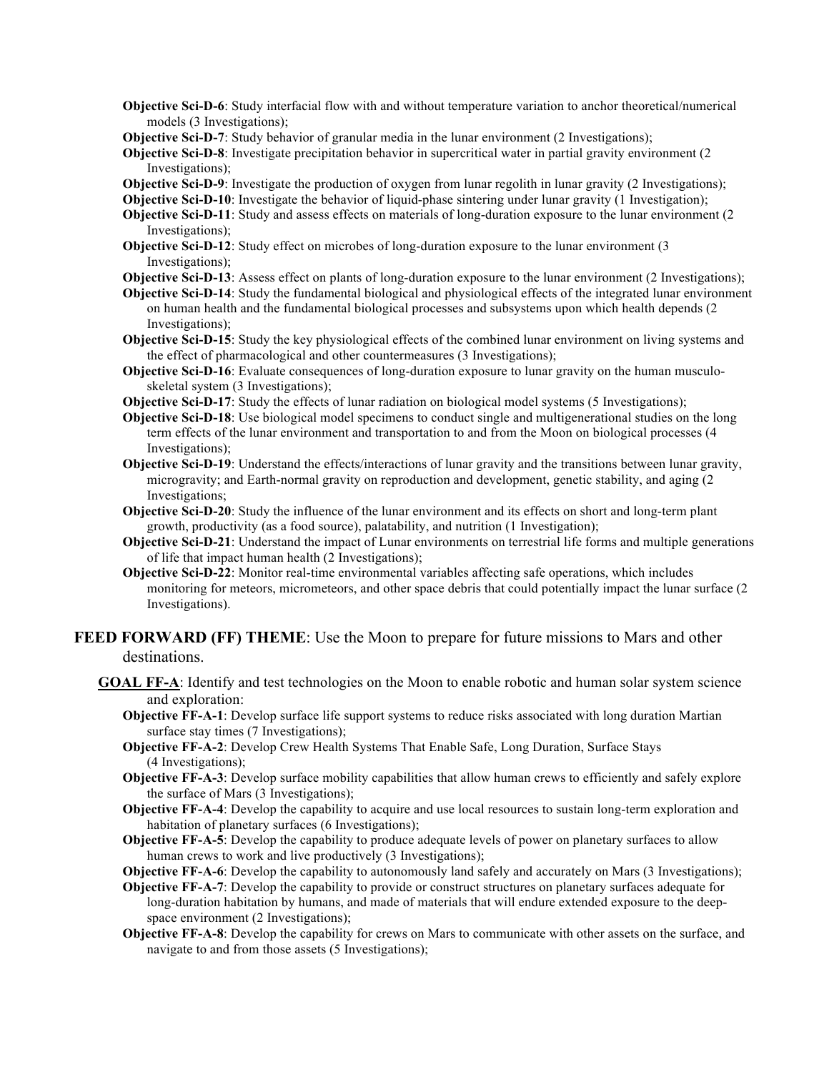**Objective Sci-D-6**: Study interfacial flow with and without temperature variation to anchor theoretical/numerical models (3 Investigations);

**Objective Sci-D-7**: Study behavior of granular media in the lunar environment (2 Investigations);

**Objective Sci-D-8**: Investigate precipitation behavior in supercritical water in partial gravity environment (2 Investigations);

**Objective Sci-D-9**: Investigate the production of oxygen from lunar regolith in lunar gravity (2 Investigations);

**Objective Sci-D-10**: Investigate the behavior of liquid-phase sintering under lunar gravity (1 Investigation);

**Objective Sci-D-11**: Study and assess effects on materials of long-duration exposure to the lunar environment (2 Investigations);

**Objective Sci-D-12**: Study effect on microbes of long-duration exposure to the lunar environment (3 Investigations);

**Objective Sci-D-13**: Assess effect on plants of long-duration exposure to the lunar environment (2 Investigations);

**Objective Sci-D-14**: Study the fundamental biological and physiological effects of the integrated lunar environment on human health and the fundamental biological processes and subsystems upon which health depends (2 Investigations);

**Objective Sci-D-15**: Study the key physiological effects of the combined lunar environment on living systems and the effect of pharmacological and other countermeasures (3 Investigations);

**Objective Sci-D-16**: Evaluate consequences of long-duration exposure to lunar gravity on the human musculo-skeletal system (3 Investigations);

**Objective Sci-D-17**: Study the effects of lunar radiation on biological model systems (5 Investigations);

**Objective Sci-D-18**: Use biological model specimens to conduct single and multigenerational studies on the long term effects of the lunar environment and transportation to and from the Moon on biological processes (4 Investigations);

**Objective Sci-D-19**: Understand the effects/interactions of lunar gravity and the transitions between lunar gravity, microgravity; and Earth-normal gravity on reproduction and development, genetic stability, and aging (2 Investigations;

**Objective Sci-D-20**: Study the influence of the lunar environment and its effects on short and long-term plant growth, productivity (as a food source), palatability, and nutrition (1 Investigation);

**Objective Sci-D-21**: Understand the impact of Lunar environments on terrestrial life forms and multiple generations of life that impact human health (2 Investigations);

**Objective Sci-D-22**: Monitor real-time environmental variables affecting safe operations, which includes monitoring for meteors, micrometeors, and other space debris that could potentially impact the lunar surface (2 Investigations).

## FEED FORWARD (FF) THEME: Use the Moon to prepare for future missions to Mars and other destinations.

### GOAL FF-A: Identify and test technologies on the Moon to enable robotic and human solar system science and exploration:

**Objective FF-A-1**: Develop surface life support systems to reduce risks associated with long duration Martian surface stay times (7 Investigations);

**Objective FF-A-2**: Develop Crew Health Systems That Enable Safe, Long Duration, Surface Stays (4 Investigations);

**Objective FF-A-3**: Develop surface mobility capabilities that allow human crews to efficiently and safely explore the surface of Mars (3 Investigations);

**Objective FF-A-4**: Develop the capability to acquire and use local resources to sustain long-term exploration and habitation of planetary surfaces (6 Investigations);

**Objective FF-A-5**: Develop the capability to produce adequate levels of power on planetary surfaces to allow human crews to work and live productively (3 Investigations);

**Objective FF-A-6**: Develop the capability to autonomously land safely and accurately on Mars (3 Investigations);

**Objective FF-A-7**: Develop the capability to provide or construct structures on planetary surfaces adequate for long-duration habitation by humans, and made of materials that will endure extended exposure to the deep-space environment (2 Investigations);

**Objective FF-A-8**: Develop the capability for crews on Mars to communicate with other assets on the surface, and navigate to and from those assets (5 Investigations);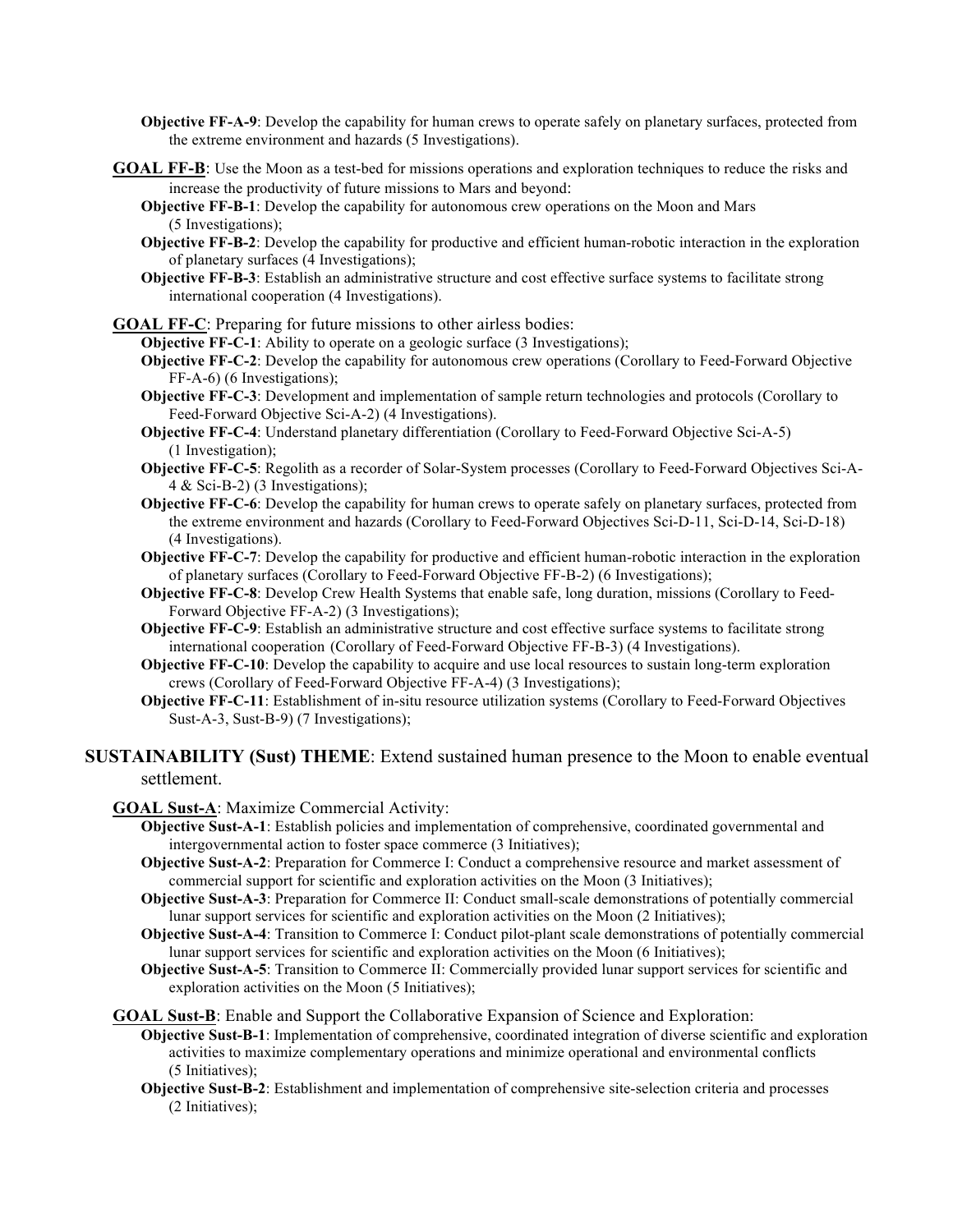**Objective FF-A-9**: Develop the capability for human crews to operate safely on planetary surfaces, protected from the extreme environment and hazards (5 Investigations).

**<u>GOAL FF-B</u>**: Use the Moon as a test-bed for missions operations and exploration techniques to reduce the risks and increase the productivity of future missions to Mars and beyond:

- **Objective FF-B-1**: Develop the capability for autonomous crew operations on the Moon and Mars (5 Investigations);
- **Objective FF-B-2**: Develop the capability for productive and efficient human-robotic interaction in the exploration of planetary surfaces (4 Investigations);
- **Objective FF-B-3**: Establish an administrative structure and cost effective surface systems to facilitate strong international cooperation (4 Investigations).

**<u>GOAL FF-C</u>**: Preparing for future missions to other airless bodies:

- **Objective FF-C-1**: Ability to operate on a geologic surface (3 Investigations);
- **Objective FF-C-2**: Develop the capability for autonomous crew operations (Corollary to Feed-Forward Objective FF-A-6) (6 Investigations);
- **Objective FF-C-3**: Development and implementation of sample return technologies and protocols (Corollary to Feed-Forward Objective Sci-A-2) (4 Investigations).
- **Objective FF-C-4**: Understand planetary differentiation (Corollary to Feed-Forward Objective Sci-A-5) (1 Investigation);
- **Objective FF-C-5**: Regolith as a recorder of Solar-System processes (Corollary to Feed-Forward Objectives Sci-A-4 & Sci-B-2) (3 Investigations);
- **Objective FF-C-6**: Develop the capability for human crews to operate safely on planetary surfaces, protected from the extreme environment and hazards (Corollary to Feed-Forward Objectives Sci-D-11, Sci-D-14, Sci-D-18) (4 Investigations).
- **Objective FF-C-7**: Develop the capability for productive and efficient human-robotic interaction in the exploration of planetary surfaces (Corollary to Feed-Forward Objective FF-B-2) (6 Investigations);
- **Objective FF-C-8**: Develop Crew Health Systems that enable safe, long duration, missions (Corollary to Feed-Forward Objective FF-A-2) (3 Investigations);
- **Objective FF-C-9**: Establish an administrative structure and cost effective surface systems to facilitate strong international cooperation (Corollary of Feed-Forward Objective FF-B-3) (4 Investigations).
- **Objective FF-C-10**: Develop the capability to acquire and use local resources to sustain long-term exploration crews (Corollary of Feed-Forward Objective FF-A-4) (3 Investigations);
- **Objective FF-C-11**: Establishment of in-situ resource utilization systems (Corollary to Feed-Forward Objectives Sust-A-3, Sust-B-9) (7 Investigations);

## SUSTAINABILITY (Sust) THEME: Extend sustained human presence to the Moon to enable eventual settlement.

**<u>GOAL Sust-A</u>**: Maximize Commercial Activity:

- **Objective Sust-A-1**: Establish policies and implementation of comprehensive, coordinated governmental and intergovernmental action to foster space commerce (3 Initiatives);
- **Objective Sust-A-2**: Preparation for Commerce I: Conduct a comprehensive resource and market assessment of commercial support for scientific and exploration activities on the Moon (3 Initiatives);
- **Objective Sust-A-3**: Preparation for Commerce II: Conduct small-scale demonstrations of potentially commercial lunar support services for scientific and exploration activities on the Moon (2 Initiatives);
- **Objective Sust-A-4**: Transition to Commerce I: Conduct pilot-plant scale demonstrations of potentially commercial lunar support services for scientific and exploration activities on the Moon (6 Initiatives);
- **Objective Sust-A-5**: Transition to Commerce II: Commercially provided lunar support services for scientific and exploration activities on the Moon (5 Initiatives);

**<u>GOAL Sust-B</u>**: Enable and Support the Collaborative Expansion of Science and Exploration:

- **Objective Sust-B-1**: Implementation of comprehensive, coordinated integration of diverse scientific and exploration activities to maximize complementary operations and minimize operational and environmental conflicts (5 Initiatives);
- **Objective Sust-B-2**: Establishment and implementation of comprehensive site-selection criteria and processes (2 Initiatives);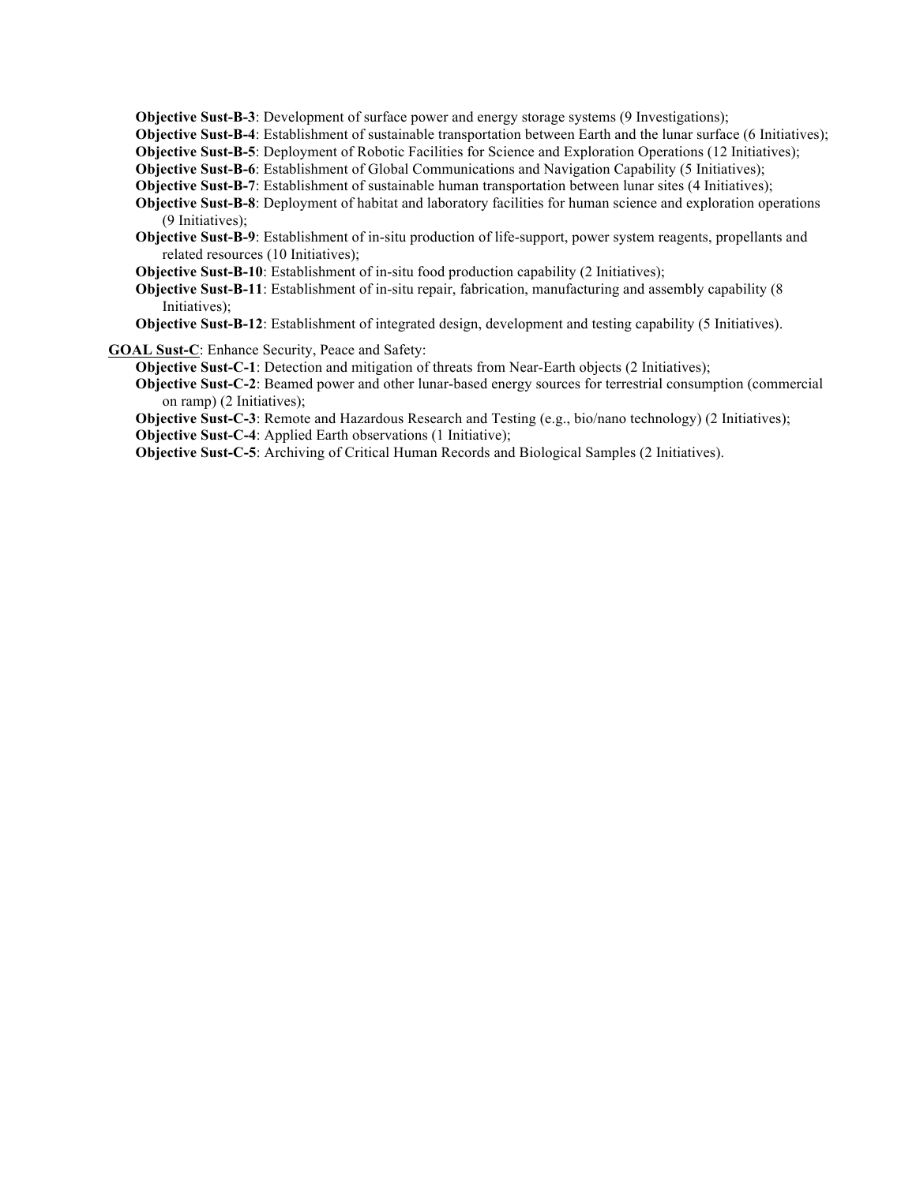**Objective Sust-B-3**: Development of surface power and energy storage systems (9 Investigations);

**Objective Sust-B-4**: Establishment of sustainable transportation between Earth and the lunar surface (6 Initiatives);

**Objective Sust-B-5**: Deployment of Robotic Facilities for Science and Exploration Operations (12 Initiatives);

**Objective Sust-B-6**: Establishment of Global Communications and Navigation Capability (5 Initiatives);

**Objective Sust-B-7**: Establishment of sustainable human transportation between lunar sites (4 Initiatives);

**Objective Sust-B-8**: Deployment of habitat and laboratory facilities for human science and exploration operations (9 Initiatives);

**Objective Sust-B-9**: Establishment of in-situ production of life-support, power system reagents, propellants and related resources (10 Initiatives);

**Objective Sust-B-10**: Establishment of in-situ food production capability (2 Initiatives);

**Objective Sust-B-11**: Establishment of in-situ repair, fabrication, manufacturing and assembly capability (8 Initiatives);

**Objective Sust-B-12**: Establishment of integrated design, development and testing capability (5 Initiatives).

**GOAL Sust-C**: Enhance Security, Peace and Safety:

**Objective Sust-C-1**: Detection and mitigation of threats from Near-Earth objects (2 Initiatives);

**Objective Sust-C-2**: Beamed power and other lunar-based energy sources for terrestrial consumption (commercial on ramp) (2 Initiatives);

**Objective Sust-C-3**: Remote and Hazardous Research and Testing (e.g., bio/nano technology) (2 Initiatives);

**Objective Sust-C-4**: Applied Earth observations (1 Initiative);

**Objective Sust-C-5**: Archiving of Critical Human Records and Biological Samples (2 Initiatives).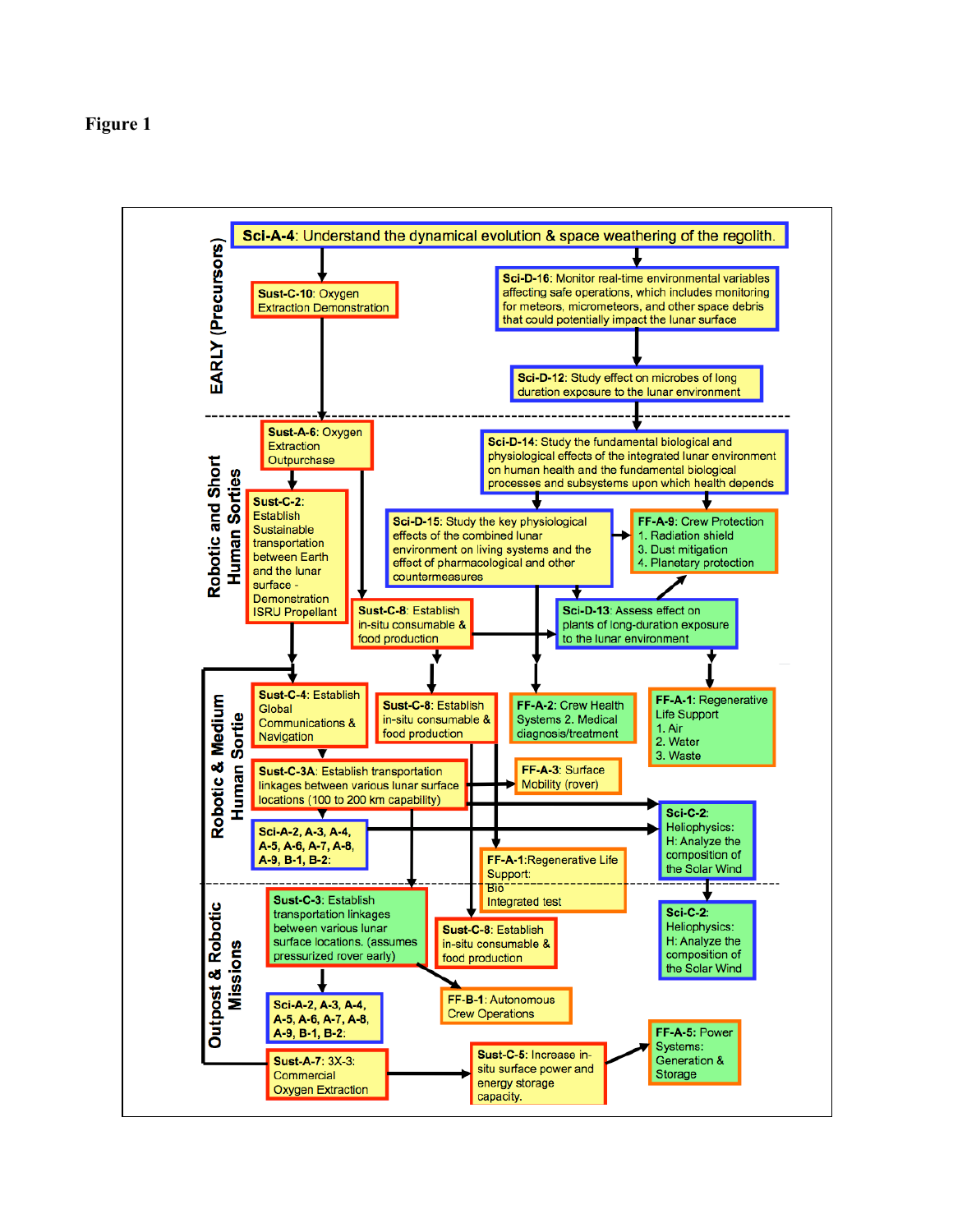Figure 1

EARLY (Precursors)

**Sci-A-4**: Understand the dynamical evolution & space weathering of the regolith.

**Sust-C-10**: Oxygen Extraction Demonstration

**Sci-D-16**: Monitor real-time environmental variables affecting safe operations, which includes monitoring for meteors, micrometeors, and other space debris that could potentially impact the lunar surface

**Sci-D-12**: Study effect on microbes of long duration exposure to the lunar environment

Robotic and Short Human Sorties

**Sust-A-6**: Oxygen Extraction Outpurchase

**Sci-D-14**: Study the fundamental biological and physiological effects of the integrated lunar environment on human health and the fundamental biological processes and subsystems upon which health depends

**Sust-C-2**: Establish Sustainable transportation between Earth and the lunar surface - Demonstration ISRU Propellant

**Sci-D-15**: Study the key physiological effects of the combined lunar environment on living systems and the effect of pharmacological and other countermeasures

**FF-A-9**: Crew Protection
1. Radiation shield
3. Dust mitigation
4. Planetary protection

**Sust-C-8**: Establish in-situ consumable & food production

**Sci-D-13**: Assess effect on plants of long-duration exposure to the lunar environment

Robotic & Medium Human Sortie

**Sust-C-4**: Establish Global Communications & Navigation

**Sust-C-8**: Establish in-situ consumable & food production

**FF-A-2**: Crew Health Systems 2. Medical diagnosis/treatment

**FF-A-1**: Regenerative Life Support
1. Air
2. Water
3. Waste

**Sust-C-3A**: Establish transportation linkages between various lunar surface locations (100 to 200 km capability)

**FF-A-3**: Surface Mobility (rover)

**Sci-A-2, A-3, A-4, A-5, A-6, A-7, A-8, A-9, B-1, B-2**:

**Sci-C-2**: Heliophysics: H: Analyze the composition of the Solar Wind

**FF-A-1**:Regenerative Life Support: Bio Integrated test

Outpost & Robotic Missions

**Sust-C-3**: Establish transportation linkages between various lunar surface locations. (assumes pressurized rover early)

**Sust-C-8**: Establish in-situ consumable & food production

**Sci-C-2**: Heliophysics: H: Analyze the composition of the Solar Wind

**FF-B-1**: Autonomous Crew Operations

**Sci-A-2, A-3, A-4, A-5, A-6, A-7, A-8, A-9, B-1, B-2**:

**FF-A-5**: Power Systems: Generation & Storage

**Sust-A-7**: 3X-3: Commercial Oxygen Extraction

**Sust-C-5**: Increase in-situ surface power and energy storage capacity.